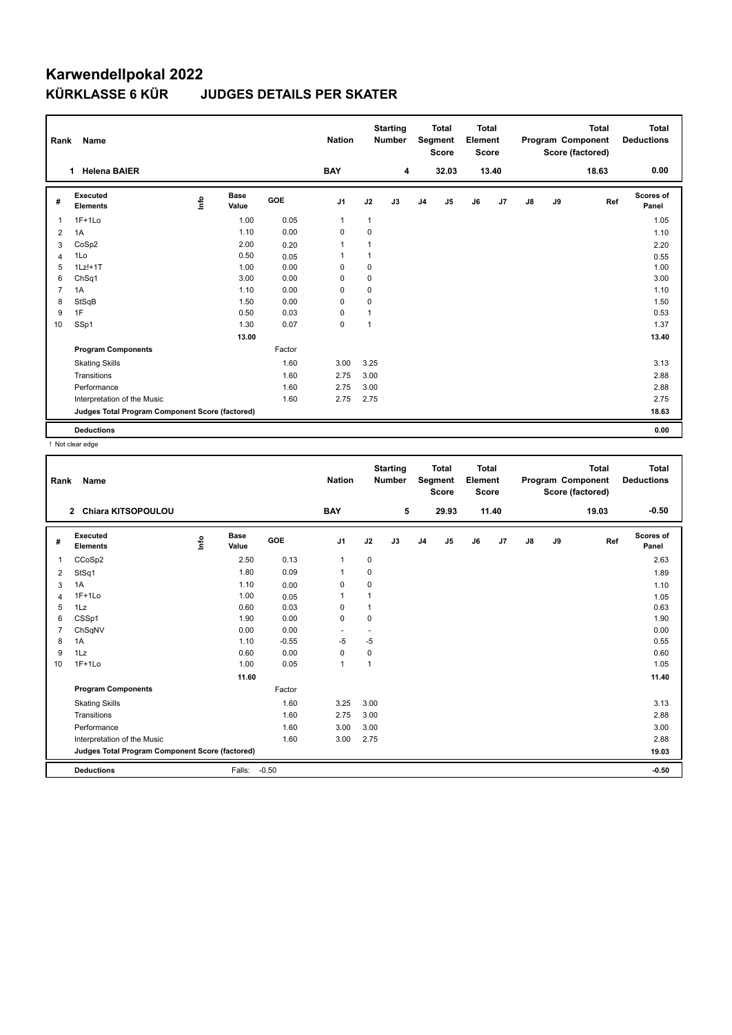# Karwendellpokal 2022

## KÜRKLASSE 6 KÜR JUDGES DETAILS PER SKATER

| Rank | Name | Nation | Starting Number | Total Segment Score | Total Element Score | Total Program Component Score (factored) | Total Deductions |
|---|---|---|---|---|---|---|---|
| 1 | Helena BAIER | BAY | 4 | 32.03 | 13.40 | 18.63 | 0.00 |

| # | Executed Elements | Info | Base Value | GOE | J1 | J2 | J3 | J4 | J5 | J6 | J7 | J8 | J9 | Ref | Scores of Panel |
|---|---|---|---|---|---|---|---|---|---|---|---|---|---|---|---|
| 1 | 1F+1Lo | | 1.00 | 0.05 | 1 | 1 | | | | | | | | | 1.05 |
| 2 | 1A | | 1.10 | 0.00 | 0 | 0 | | | | | | | | | 1.10 |
| 3 | CoSp2 | | 2.00 | 0.20 | 1 | 1 | | | | | | | | | 2.20 |
| 4 | 1Lo | | 0.50 | 0.05 | 1 | 1 | | | | | | | | | 0.55 |
| 5 | 1Lz!+1T | | 1.00 | 0.00 | 0 | 0 | | | | | | | | | 1.00 |
| 6 | ChSq1 | | 3.00 | 0.00 | 0 | 0 | | | | | | | | | 3.00 |
| 7 | 1A | | 1.10 | 0.00 | 0 | 0 | | | | | | | | | 1.10 |
| 8 | StSqB | | 1.50 | 0.00 | 0 | 0 | | | | | | | | | 1.50 |
| 9 | 1F | | 0.50 | 0.03 | 0 | 1 | | | | | | | | | 0.53 |
| 10 | SSp1 | | 1.30 | 0.07 | 0 | 1 | | | | | | | | | 1.37 |
| | | | 13.00 | | | | | | | | | | | | 13.40 |
| | **Program Components** | | | Factor | | | | | | | | | | | |
| | Skating Skills | | | 1.60 | 3.00 | 3.25 | | | | | | | | | 3.13 |
| | Transitions | | | 1.60 | 2.75 | 3.00 | | | | | | | | | 2.88 |
| | Performance | | | 1.60 | 2.75 | 3.00 | | | | | | | | | 2.88 |
| | Interpretation of the Music | | | 1.60 | 2.75 | 2.75 | | | | | | | | | 2.75 |
| | **Judges Total Program Component Score (factored)** | | | | | | | | | | | | | | 18.63 |
| | **Deductions** | | | | | | | | | | | | | | 0.00 |

! Not clear edge

| Rank | Name | Nation | Starting Number | Total Segment Score | Total Element Score | Total Program Component Score (factored) | Total Deductions |
|---|---|---|---|---|---|---|---|
| 2 | Chiara KITSOPOULOU | BAY | 5 | 29.93 | 11.40 | 19.03 | -0.50 |

| # | Executed Elements | Info | Base Value | GOE | J1 | J2 | J3 | J4 | J5 | J6 | J7 | J8 | J9 | Ref | Scores of Panel |
|---|---|---|---|---|---|---|---|---|---|---|---|---|---|---|---|
| 1 | CCoSp2 | | 2.50 | 0.13 | 1 | 0 | | | | | | | | | 2.63 |
| 2 | StSq1 | | 1.80 | 0.09 | 1 | 0 | | | | | | | | | 1.89 |
| 3 | 1A | | 1.10 | 0.00 | 0 | 0 | | | | | | | | | 1.10 |
| 4 | 1F+1Lo | | 1.00 | 0.05 | 1 | 1 | | | | | | | | | 1.05 |
| 5 | 1Lz | | 0.60 | 0.03 | 0 | 1 | | | | | | | | | 0.63 |
| 6 | CSSp1 | | 1.90 | 0.00 | 0 | 0 | | | | | | | | | 1.90 |
| 7 | ChSqNV | | 0.00 | 0.00 | - | - | | | | | | | | | 0.00 |
| 8 | 1A | | 1.10 | -0.55 | -5 | -5 | | | | | | | | | 0.55 |
| 9 | 1Lz | | 0.60 | 0.00 | 0 | 0 | | | | | | | | | 0.60 |
| 10 | 1F+1Lo | | 1.00 | 0.05 | 1 | 1 | | | | | | | | | 1.05 |
| | | | 11.60 | | | | | | | | | | | | 11.40 |
| | **Program Components** | | | Factor | | | | | | | | | | | |
| | Skating Skills | | | 1.60 | 3.25 | 3.00 | | | | | | | | | 3.13 |
| | Transitions | | | 1.60 | 2.75 | 3.00 | | | | | | | | | 2.88 |
| | Performance | | | 1.60 | 3.00 | 3.00 | | | | | | | | | 3.00 |
| | Interpretation of the Music | | | 1.60 | 3.00 | 2.75 | | | | | | | | | 2.88 |
| | **Judges Total Program Component Score (factored)** | | | | | | | | | | | | | | 19.03 |
| | **Deductions** | | Falls: | -0.50 | | | | | | | | | | | -0.50 |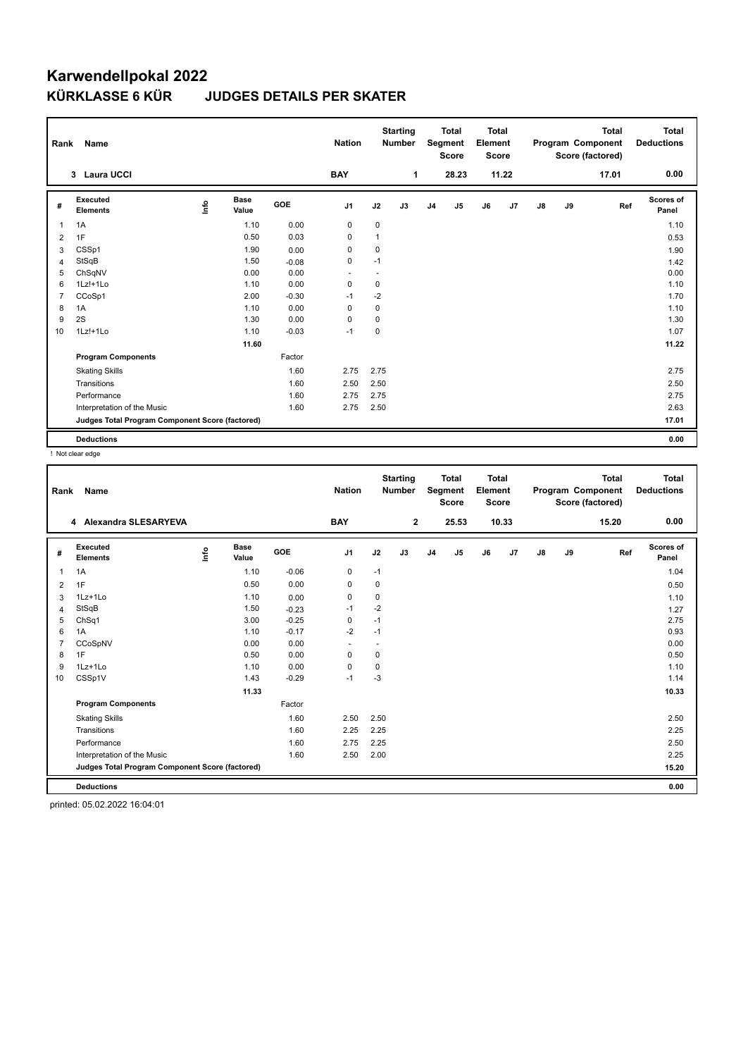# Karwendellpokal 2022

## KÜRKLASSE 6 KÜR JUDGES DETAILS PER SKATER

| Rank | Name | Nation | Starting Number | Total Segment Score | Total Element Score | Total Program Component Score (factored) | Total Deductions |
|---|---|---|---|---|---|---|---|
| 3 | Laura UCCI | BAY | 1 | 28.23 | 11.22 | 17.01 | 0.00 |

| # | Executed Elements | Info | Base Value | GOE | J1 | J2 | J3 | J4 | J5 | J6 | J7 | J8 | J9 | Ref | Scores of Panel |
|---|---|---|---|---|---|---|---|---|---|---|---|---|---|---|---|
| 1 | 1A | | 1.10 | 0.00 | 0 | 0 | | | | | | | | | 1.10 |
| 2 | 1F | | 0.50 | 0.03 | 0 | 1 | | | | | | | | | 0.53 |
| 3 | CSSp1 | | 1.90 | 0.00 | 0 | 0 | | | | | | | | | 1.90 |
| 4 | StSqB | | 1.50 | -0.08 | 0 | -1 | | | | | | | | | 1.42 |
| 5 | ChSqNV | | 0.00 | 0.00 | - | - | | | | | | | | | 0.00 |
| 6 | 1Lz!+1Lo | | 1.10 | 0.00 | 0 | 0 | | | | | | | | | 1.10 |
| 7 | CCoSp1 | | 2.00 | -0.30 | -1 | -2 | | | | | | | | | 1.70 |
| 8 | 1A | | 1.10 | 0.00 | 0 | 0 | | | | | | | | | 1.10 |
| 9 | 2S | | 1.30 | 0.00 | 0 | 0 | | | | | | | | | 1.30 |
| 10 | 1Lz!+1Lo | | 1.10 | -0.03 | -1 | 0 | | | | | | | | | 1.07 |
| | | | 11.60 | | | | | | | | | | | | 11.22 |
| | **Program Components** | | | Factor | | | | | | | | | | | |
| | Skating Skills | | | 1.60 | 2.75 | 2.75 | | | | | | | | | 2.75 |
| | Transitions | | | 1.60 | 2.50 | 2.50 | | | | | | | | | 2.50 |
| | Performance | | | 1.60 | 2.75 | 2.75 | | | | | | | | | 2.75 |
| | Interpretation of the Music | | | 1.60 | 2.75 | 2.50 | | | | | | | | | 2.63 |
| | **Judges Total Program Component Score (factored)** | | | | | | | | | | | | | | 17.01 |
| | **Deductions** | | | | | | | | | | | | | | 0.00 |

! Not clear edge

| Rank | Name | Nation | Starting Number | Total Segment Score | Total Element Score | Total Program Component Score (factored) | Total Deductions |
|---|---|---|---|---|---|---|---|
| 4 | Alexandra SLESARYEVA | BAY | 2 | 25.53 | 10.33 | 15.20 | 0.00 |

| # | Executed Elements | Info | Base Value | GOE | J1 | J2 | J3 | J4 | J5 | J6 | J7 | J8 | J9 | Ref | Scores of Panel |
|---|---|---|---|---|---|---|---|---|---|---|---|---|---|---|---|
| 1 | 1A | | 1.10 | -0.06 | 0 | -1 | | | | | | | | | 1.04 |
| 2 | 1F | | 0.50 | 0.00 | 0 | 0 | | | | | | | | | 0.50 |
| 3 | 1Lz+1Lo | | 1.10 | 0.00 | 0 | 0 | | | | | | | | | 1.10 |
| 4 | StSqB | | 1.50 | -0.23 | -1 | -2 | | | | | | | | | 1.27 |
| 5 | ChSq1 | | 3.00 | -0.25 | 0 | -1 | | | | | | | | | 2.75 |
| 6 | 1A | | 1.10 | -0.17 | -2 | -1 | | | | | | | | | 0.93 |
| 7 | CCoSpNV | | 0.00 | 0.00 | - | - | | | | | | | | | 0.00 |
| 8 | 1F | | 0.50 | 0.00 | 0 | 0 | | | | | | | | | 0.50 |
| 9 | 1Lz+1Lo | | 1.10 | 0.00 | 0 | 0 | | | | | | | | | 1.10 |
| 10 | CSSp1V | | 1.43 | -0.29 | -1 | -3 | | | | | | | | | 1.14 |
| | | | 11.33 | | | | | | | | | | | | 10.33 |
| | **Program Components** | | | Factor | | | | | | | | | | | |
| | Skating Skills | | | 1.60 | 2.50 | 2.50 | | | | | | | | | 2.50 |
| | Transitions | | | 1.60 | 2.25 | 2.25 | | | | | | | | | 2.25 |
| | Performance | | | 1.60 | 2.75 | 2.25 | | | | | | | | | 2.50 |
| | Interpretation of the Music | | | 1.60 | 2.50 | 2.00 | | | | | | | | | 2.25 |
| | **Judges Total Program Component Score (factored)** | | | | | | | | | | | | | | 15.20 |
| | **Deductions** | | | | | | | | | | | | | | 0.00 |

printed: 05.02.2022 16:04:01